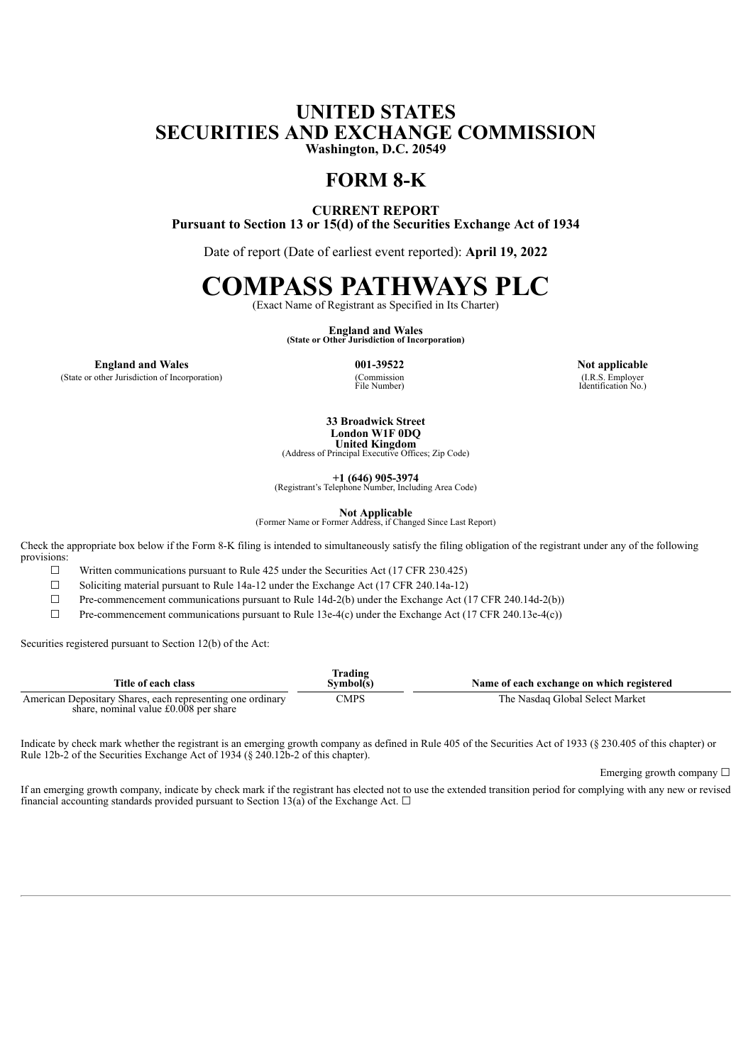# UNITED STATES
# SECURITIES AND EXCHANGE COMMISSION

**Washington, D.C. 20549**

# FORM 8-K

**CURRENT REPORT**
**Pursuant to Section 13 or 15(d) of the Securities Exchange Act of 1934**

Date of report (Date of earliest event reported): **April 19, 2022**

# COMPASS PATHWAYS PLC

(Exact Name of Registrant as Specified in Its Charter)

**England and Wales**
**(State or Other Jurisdiction of Incorporation)**

| **England and Wales** | **001-39522** | **Not applicable** |
|---|---|---|
| (State or other Jurisdiction of Incorporation) | (Commission File Number) | (I.R.S. Employer Identification No.) |

**33 Broadwick Street**
**London W1F 0DQ**
**United Kingdom**
(Address of Principal Executive Offices; Zip Code)

**+1 (646) 905-3974**
(Registrant's Telephone Number, Including Area Code)

**Not Applicable**
(Former Name or Former Address, if Changed Since Last Report)

Check the appropriate box below if the Form 8-K filing is intended to simultaneously satisfy the filing obligation of the registrant under any of the following provisions:

☐ Written communications pursuant to Rule 425 under the Securities Act (17 CFR 230.425)

☐ Soliciting material pursuant to Rule 14a-12 under the Exchange Act (17 CFR 240.14a-12)

☐ Pre-commencement communications pursuant to Rule 14d-2(b) under the Exchange Act (17 CFR 240.14d-2(b))

☐ Pre-commencement communications pursuant to Rule 13e-4(c) under the Exchange Act (17 CFR 240.13e-4(c))

Securities registered pursuant to Section 12(b) of the Act:

| Title of each class | Trading Symbol(s) | Name of each exchange on which registered |
|---|---|---|
| American Depositary Shares, each representing one ordinary share, nominal value £0.008 per share | CMPS | The Nasdaq Global Select Market |

Indicate by check mark whether the registrant is an emerging growth company as defined in Rule 405 of the Securities Act of 1933 (§ 230.405 of this chapter) or Rule 12b-2 of the Securities Exchange Act of 1934 (§ 240.12b-2 of this chapter).

Emerging growth company ☐

If an emerging growth company, indicate by check mark if the registrant has elected not to use the extended transition period for complying with any new or revised financial accounting standards provided pursuant to Section 13(a) of the Exchange Act. ☐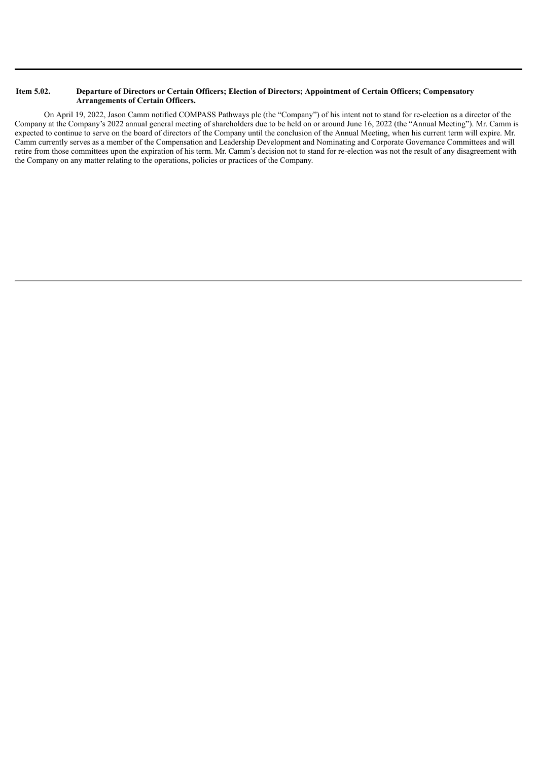**Item 5.02. Departure of Directors or Certain Officers; Election of Directors; Appointment of Certain Officers; Compensatory Arrangements of Certain Officers.**

On April 19, 2022, Jason Camm notified COMPASS Pathways plc (the "Company") of his intent not to stand for re-election as a director of the Company at the Company's 2022 annual general meeting of shareholders due to be held on or around June 16, 2022 (the "Annual Meeting"). Mr. Camm is expected to continue to serve on the board of directors of the Company until the conclusion of the Annual Meeting, when his current term will expire. Mr. Camm currently serves as a member of the Compensation and Leadership Development and Nominating and Corporate Governance Committees and will retire from those committees upon the expiration of his term. Mr. Camm's decision not to stand for re-election was not the result of any disagreement with the Company on any matter relating to the operations, policies or practices of the Company.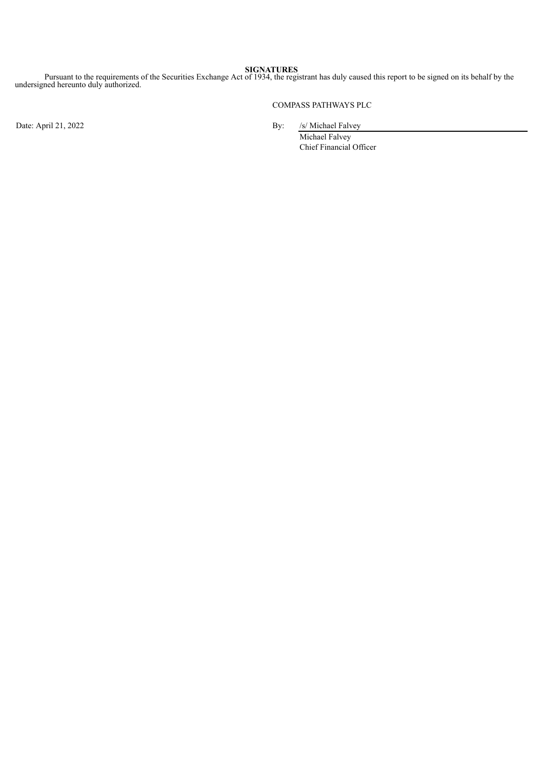**SIGNATURES**

Pursuant to the requirements of the Securities Exchange Act of 1934, the registrant has duly caused this report to be signed on its behalf by the undersigned hereunto duly authorized.

COMPASS PATHWAYS PLC

| | | |
|---|---|---|
| Date: April 21, 2022 | By: | /s/ Michael Falvey |
| | | Michael Falvey |
| | | Chief Financial Officer |